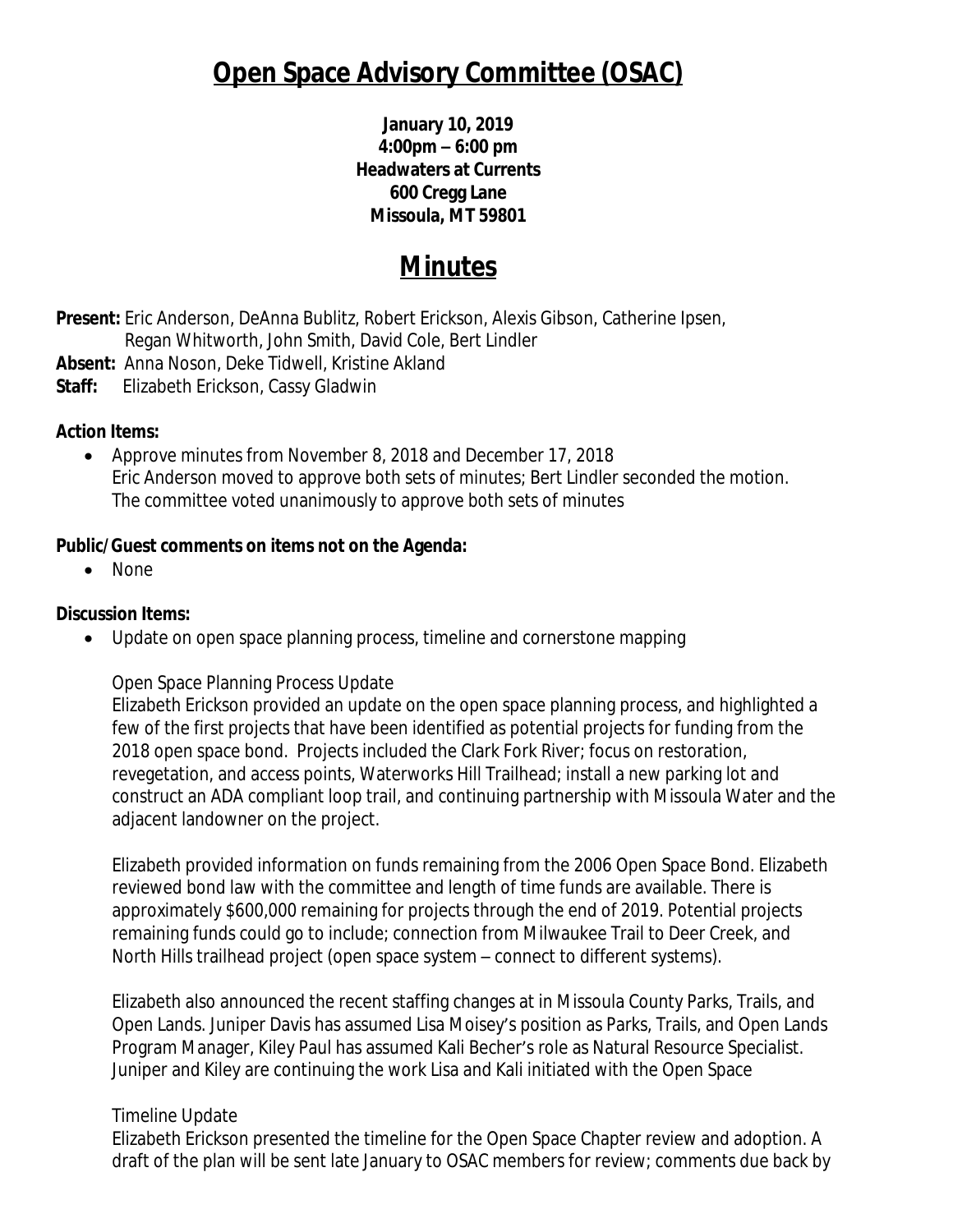# Open Space Advisory Committee (OSAC)

**January 10, 2019**
**4:00pm – 6:00 pm**
**Headwaters at Currents**
**600 Cregg Lane**
**Missoula, MT 59801**

# Minutes

**Present:** Eric Anderson, DeAnna Bublitz, Robert Erickson, Alexis Gibson, Catherine Ipsen, Regan Whitworth, John Smith, David Cole, Bert Lindler
**Absent:** Anna Noson, Deke Tidwell, Kristine Akland
**Staff:** Elizabeth Erickson, Cassy Gladwin

**Action Items:**

- Approve minutes from November 8, 2018 and December 17, 2018
  Eric Anderson moved to approve both sets of minutes; Bert Lindler seconded the motion. The committee voted unanimously to approve both sets of minutes

**Public/Guest comments on items not on the Agenda:**

- None

**Discussion Items:**

- Update on open space planning process, timeline and cornerstone mapping

  Open Space Planning Process Update
  Elizabeth Erickson provided an update on the open space planning process, and highlighted a few of the first projects that have been identified as potential projects for funding from the 2018 open space bond. Projects included the Clark Fork River; focus on restoration, revegetation, and access points, Waterworks Hill Trailhead; install a new parking lot and construct an ADA compliant loop trail, and continuing partnership with Missoula Water and the adjacent landowner on the project.

  Elizabeth provided information on funds remaining from the 2006 Open Space Bond. Elizabeth reviewed bond law with the committee and length of time funds are available. There is approximately $600,000 remaining for projects through the end of 2019. Potential projects remaining funds could go to include; connection from Milwaukee Trail to Deer Creek, and North Hills trailhead project (open space system – connect to different systems).

  Elizabeth also announced the recent staffing changes at in Missoula County Parks, Trails, and Open Lands. Juniper Davis has assumed Lisa Moisey's position as Parks, Trails, and Open Lands Program Manager, Kiley Paul has assumed Kali Becher's role as Natural Resource Specialist. Juniper and Kiley are continuing the work Lisa and Kali initiated with the Open Space

  Timeline Update
  Elizabeth Erickson presented the timeline for the Open Space Chapter review and adoption. A draft of the plan will be sent late January to OSAC members for review; comments due back by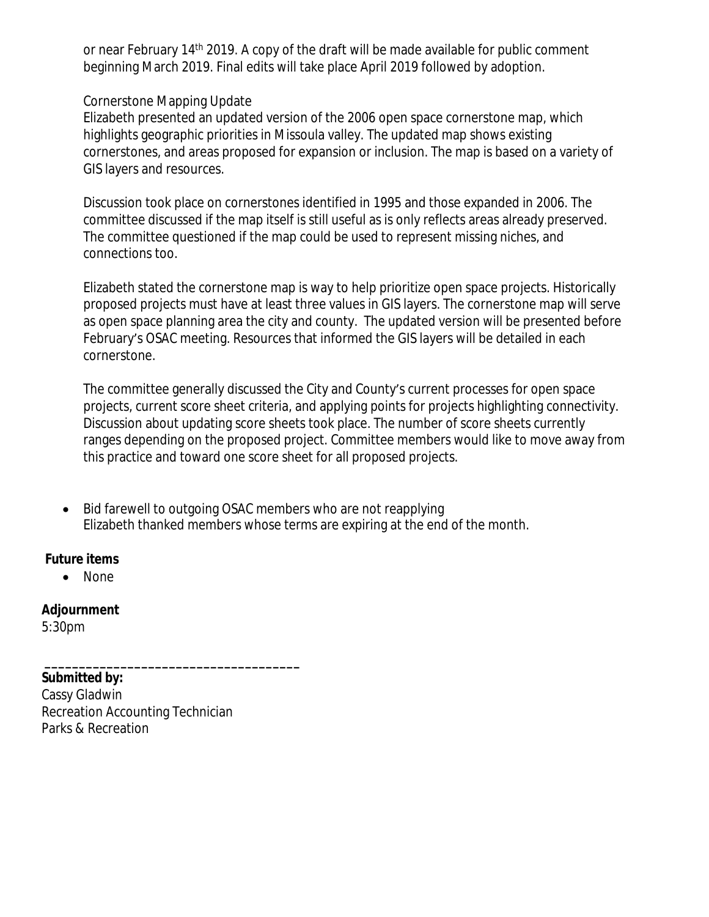or near February 14th 2019. A copy of the draft will be made available for public comment beginning March 2019. Final edits will take place April 2019 followed by adoption.

Cornerstone Mapping Update
Elizabeth presented an updated version of the 2006 open space cornerstone map, which highlights geographic priorities in Missoula valley. The updated map shows existing cornerstones, and areas proposed for expansion or inclusion. The map is based on a variety of GIS layers and resources.

Discussion took place on cornerstones identified in 1995 and those expanded in 2006. The committee discussed if the map itself is still useful as is only reflects areas already preserved. The committee questioned if the map could be used to represent missing niches, and connections too.

Elizabeth stated the cornerstone map is way to help prioritize open space projects. Historically proposed projects must have at least three values in GIS layers. The cornerstone map will serve as open space planning area the city and county. The updated version will be presented before February's OSAC meeting. Resources that informed the GIS layers will be detailed in each cornerstone.

The committee generally discussed the City and County's current processes for open space projects, current score sheet criteria, and applying points for projects highlighting connectivity. Discussion about updating score sheets took place. The number of score sheets currently ranges depending on the proposed project. Committee members would like to move away from this practice and toward one score sheet for all proposed projects.

- Bid farewell to outgoing OSAC members who are not reapplying
  Elizabeth thanked members whose terms are expiring at the end of the month.

**Future items**

- None

**Adjournment**
5:30pm

\_\_\_\_\_\_\_\_\_\_\_\_\_\_\_\_\_\_\_\_\_\_\_\_\_\_\_\_\_\_\_\_\_\_\_\_\_\_

**Submitted by:**
Cassy Gladwin
Recreation Accounting Technician
Parks & Recreation